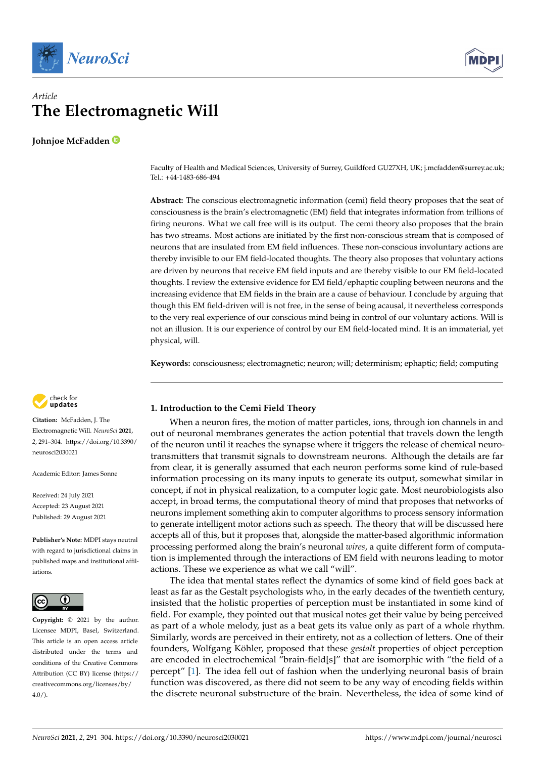Article

# The Electromagnetic Will

**Johnjoe McFadden**

Faculty of Health and Medical Sciences, University of Surrey, Guildford GU27XH, UK; j.mcfadden@surrey.ac.uk; Tel.: +44-1483-686-494

**Abstract:** The conscious electromagnetic information (cemi) field theory proposes that the seat of consciousness is the brain's electromagnetic (EM) field that integrates information from trillions of firing neurons. What we call free will is its output. The cemi theory also proposes that the brain has two streams. Most actions are initiated by the first non-conscious stream that is composed of neurons that are insulated from EM field influences. These non-conscious involuntary actions are thereby invisible to our EM field-located thoughts. The theory also proposes that voluntary actions are driven by neurons that receive EM field inputs and are thereby visible to our EM field-located thoughts. I review the extensive evidence for EM field/ephaptic coupling between neurons and the increasing evidence that EM fields in the brain are a cause of behaviour. I conclude by arguing that though this EM field-driven will is not free, in the sense of being acausal, it nevertheless corresponds to the very real experience of our conscious mind being in control of our voluntary actions. Will is not an illusion. It is our experience of control by our EM field-located mind. It is an immaterial, yet physical, will.

**Keywords:** consciousness; electromagnetic; neuron; will; determinism; ephaptic; field; computing

**Citation:** McFadden, J. The Electromagnetic Will. *NeuroSci* **2021**, *2*, 291–304. https://doi.org/10.3390/neurosci2030021

Academic Editor: James Sonne

Received: 24 July 2021
Accepted: 23 August 2021
Published: 29 August 2021

**Publisher's Note:** MDPI stays neutral with regard to jurisdictional claims in published maps and institutional affiliations.

**Copyright:** © 2021 by the author. Licensee MDPI, Basel, Switzerland. This article is an open access article distributed under the terms and conditions of the Creative Commons Attribution (CC BY) license (https://creativecommons.org/licenses/by/4.0/).

## 1. Introduction to the Cemi Field Theory

When a neuron fires, the motion of matter particles, ions, through ion channels in and out of neuronal membranes generates the action potential that travels down the length of the neuron until it reaches the synapse where it triggers the release of chemical neurotransmitters that transmit signals to downstream neurons. Although the details are far from clear, it is generally assumed that each neuron performs some kind of rule-based information processing on its many inputs to generate its output, somewhat similar in concept, if not in physical realization, to a computer logic gate. Most neurobiologists also accept, in broad terms, the computational theory of mind that proposes that networks of neurons implement something akin to computer algorithms to process sensory information to generate intelligent motor actions such as speech. The theory that will be discussed here accepts all of this, but it proposes that, alongside the matter-based algorithmic information processing performed along the brain's neuronal *wires*, a quite different form of computation is implemented through the interactions of EM field with neurons leading to motor actions. These we experience as what we call "will".

The idea that mental states reflect the dynamics of some kind of field goes back at least as far as the Gestalt psychologists who, in the early decades of the twentieth century, insisted that the holistic properties of perception must be instantiated in some kind of field. For example, they pointed out that musical notes get their value by being perceived as part of a whole melody, just as a beat gets its value only as part of a whole rhythm. Similarly, words are perceived in their entirety, not as a collection of letters. One of their founders, Wolfgang Köhler, proposed that these *gestalt* properties of object perception are encoded in electrochemical "brain-field[s]" that are isomorphic with "the field of a percept" [1]. The idea fell out of fashion when the underlying neuronal basis of brain function was discovered, as there did not seem to be any way of encoding fields within the discrete neuronal substructure of the brain. Nevertheless, the idea of some kind of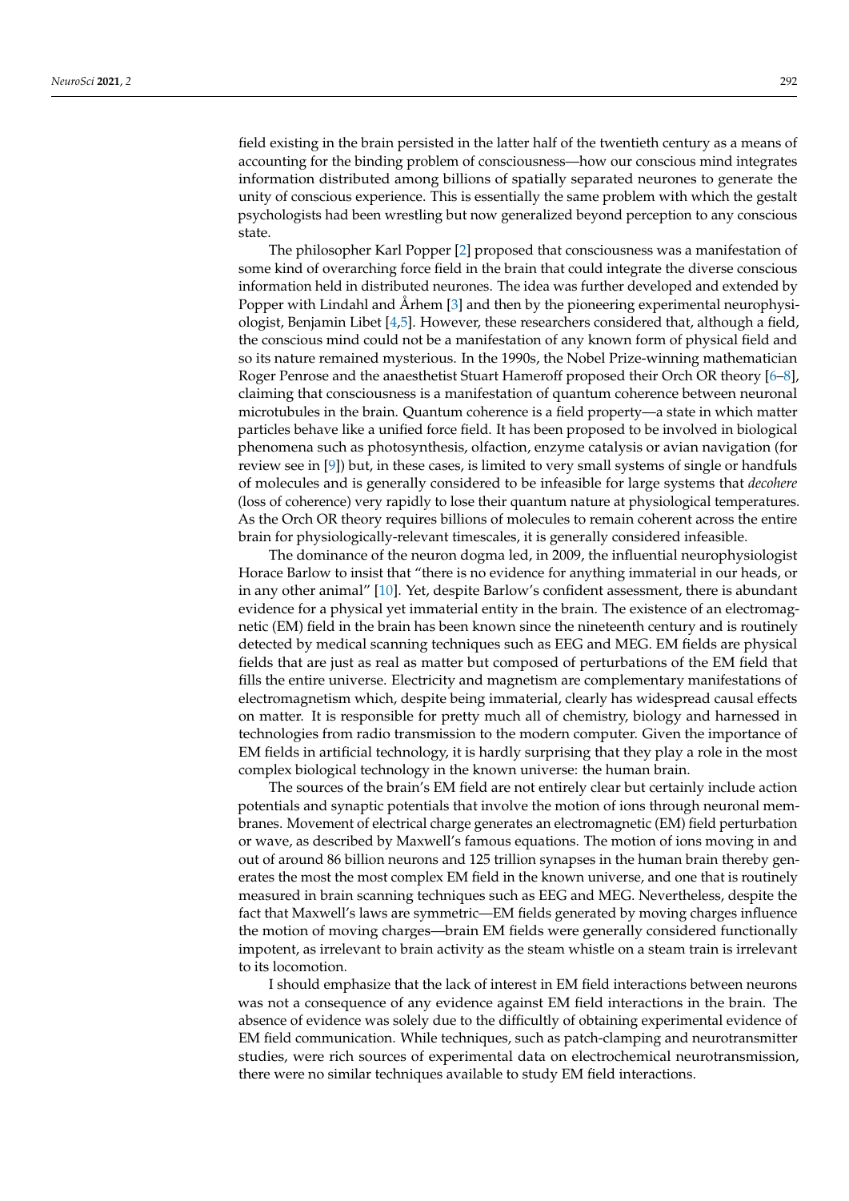field existing in the brain persisted in the latter half of the twentieth century as a means of accounting for the binding problem of consciousness—how our conscious mind integrates information distributed among billions of spatially separated neurones to generate the unity of conscious experience. This is essentially the same problem with which the gestalt psychologists had been wrestling but now generalized beyond perception to any conscious state.

The philosopher Karl Popper [2] proposed that consciousness was a manifestation of some kind of overarching force field in the brain that could integrate the diverse conscious information held in distributed neurones. The idea was further developed and extended by Popper with Lindahl and Århem [3] and then by the pioneering experimental neurophysiologist, Benjamin Libet [4,5]. However, these researchers considered that, although a field, the conscious mind could not be a manifestation of any known form of physical field and so its nature remained mysterious. In the 1990s, the Nobel Prize-winning mathematician Roger Penrose and the anaesthetist Stuart Hameroff proposed their Orch OR theory [6–8], claiming that consciousness is a manifestation of quantum coherence between neuronal microtubules in the brain. Quantum coherence is a field property—a state in which matter particles behave like a unified force field. It has been proposed to be involved in biological phenomena such as photosynthesis, olfaction, enzyme catalysis or avian navigation (for review see in [9]) but, in these cases, is limited to very small systems of single or handfuls of molecules and is generally considered to be infeasible for large systems that *decohere* (loss of coherence) very rapidly to lose their quantum nature at physiological temperatures. As the Orch OR theory requires billions of molecules to remain coherent across the entire brain for physiologically-relevant timescales, it is generally considered infeasible.

The dominance of the neuron dogma led, in 2009, the influential neurophysiologist Horace Barlow to insist that "there is no evidence for anything immaterial in our heads, or in any other animal" [10]. Yet, despite Barlow's confident assessment, there is abundant evidence for a physical yet immaterial entity in the brain. The existence of an electromagnetic (EM) field in the brain has been known since the nineteenth century and is routinely detected by medical scanning techniques such as EEG and MEG. EM fields are physical fields that are just as real as matter but composed of perturbations of the EM field that fills the entire universe. Electricity and magnetism are complementary manifestations of electromagnetism which, despite being immaterial, clearly has widespread causal effects on matter. It is responsible for pretty much all of chemistry, biology and harnessed in technologies from radio transmission to the modern computer. Given the importance of EM fields in artificial technology, it is hardly surprising that they play a role in the most complex biological technology in the known universe: the human brain.

The sources of the brain's EM field are not entirely clear but certainly include action potentials and synaptic potentials that involve the motion of ions through neuronal membranes. Movement of electrical charge generates an electromagnetic (EM) field perturbation or wave, as described by Maxwell's famous equations. The motion of ions moving in and out of around 86 billion neurons and 125 trillion synapses in the human brain thereby generates the most the most complex EM field in the known universe, and one that is routinely measured in brain scanning techniques such as EEG and MEG. Nevertheless, despite the fact that Maxwell's laws are symmetric—EM fields generated by moving charges influence the motion of moving charges—brain EM fields were generally considered functionally impotent, as irrelevant to brain activity as the steam whistle on a steam train is irrelevant to its locomotion.

I should emphasize that the lack of interest in EM field interactions between neurons was not a consequence of any evidence against EM field interactions in the brain. The absence of evidence was solely due to the difficultly of obtaining experimental evidence of EM field communication. While techniques, such as patch-clamping and neurotransmitter studies, were rich sources of experimental data on electrochemical neurotransmission, there were no similar techniques available to study EM field interactions.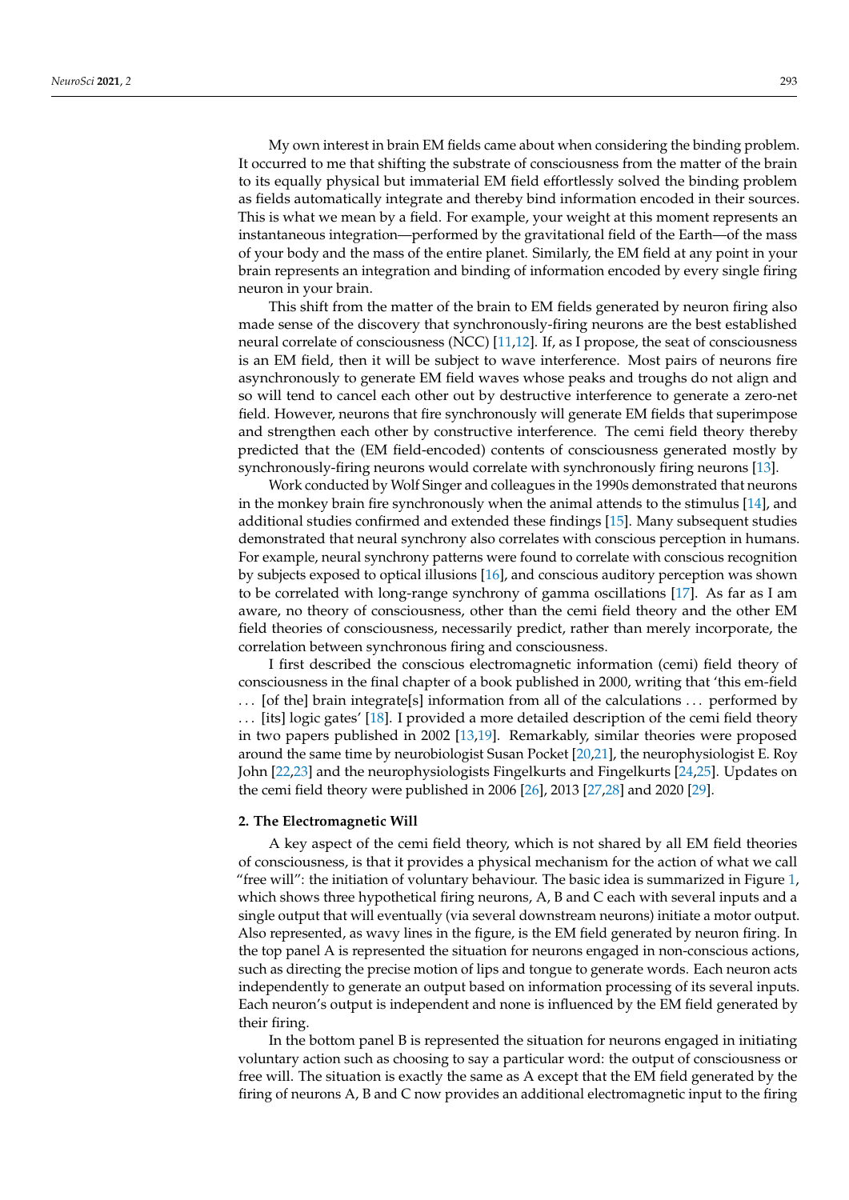My own interest in brain EM fields came about when considering the binding problem. It occurred to me that shifting the substrate of consciousness from the matter of the brain to its equally physical but immaterial EM field effortlessly solved the binding problem as fields automatically integrate and thereby bind information encoded in their sources. This is what we mean by a field. For example, your weight at this moment represents an instantaneous integration—performed by the gravitational field of the Earth—of the mass of your body and the mass of the entire planet. Similarly, the EM field at any point in your brain represents an integration and binding of information encoded by every single firing neuron in your brain.

This shift from the matter of the brain to EM fields generated by neuron firing also made sense of the discovery that synchronously-firing neurons are the best established neural correlate of consciousness (NCC) [11,12]. If, as I propose, the seat of consciousness is an EM field, then it will be subject to wave interference. Most pairs of neurons fire asynchronously to generate EM field waves whose peaks and troughs do not align and so will tend to cancel each other out by destructive interference to generate a zero-net field. However, neurons that fire synchronously will generate EM fields that superimpose and strengthen each other by constructive interference. The cemi field theory thereby predicted that the (EM field-encoded) contents of consciousness generated mostly by synchronously-firing neurons would correlate with synchronously firing neurons [13].

Work conducted by Wolf Singer and colleagues in the 1990s demonstrated that neurons in the monkey brain fire synchronously when the animal attends to the stimulus [14], and additional studies confirmed and extended these findings [15]. Many subsequent studies demonstrated that neural synchrony also correlates with conscious perception in humans. For example, neural synchrony patterns were found to correlate with conscious recognition by subjects exposed to optical illusions [16], and conscious auditory perception was shown to be correlated with long-range synchrony of gamma oscillations [17]. As far as I am aware, no theory of consciousness, other than the cemi field theory and the other EM field theories of consciousness, necessarily predict, rather than merely incorporate, the correlation between synchronous firing and consciousness.

I first described the conscious electromagnetic information (cemi) field theory of consciousness in the final chapter of a book published in 2000, writing that 'this em-field ... [of the] brain integrate[s] information from all of the calculations ... performed by ... [its] logic gates' [18]. I provided a more detailed description of the cemi field theory in two papers published in 2002 [13,19]. Remarkably, similar theories were proposed around the same time by neurobiologist Susan Pocket [20,21], the neurophysiologist E. Roy John [22,23] and the neurophysiologists Fingelkurts and Fingelkurts [24,25]. Updates on the cemi field theory were published in 2006 [26], 2013 [27,28] and 2020 [29].

## 2. The Electromagnetic Will

A key aspect of the cemi field theory, which is not shared by all EM field theories of consciousness, is that it provides a physical mechanism for the action of what we call "free will": the initiation of voluntary behaviour. The basic idea is summarized in Figure 1, which shows three hypothetical firing neurons, A, B and C each with several inputs and a single output that will eventually (via several downstream neurons) initiate a motor output. Also represented, as wavy lines in the figure, is the EM field generated by neuron firing. In the top panel A is represented the situation for neurons engaged in non-conscious actions, such as directing the precise motion of lips and tongue to generate words. Each neuron acts independently to generate an output based on information processing of its several inputs. Each neuron's output is independent and none is influenced by the EM field generated by their firing.

In the bottom panel B is represented the situation for neurons engaged in initiating voluntary action such as choosing to say a particular word: the output of consciousness or free will. The situation is exactly the same as A except that the EM field generated by the firing of neurons A, B and C now provides an additional electromagnetic input to the firing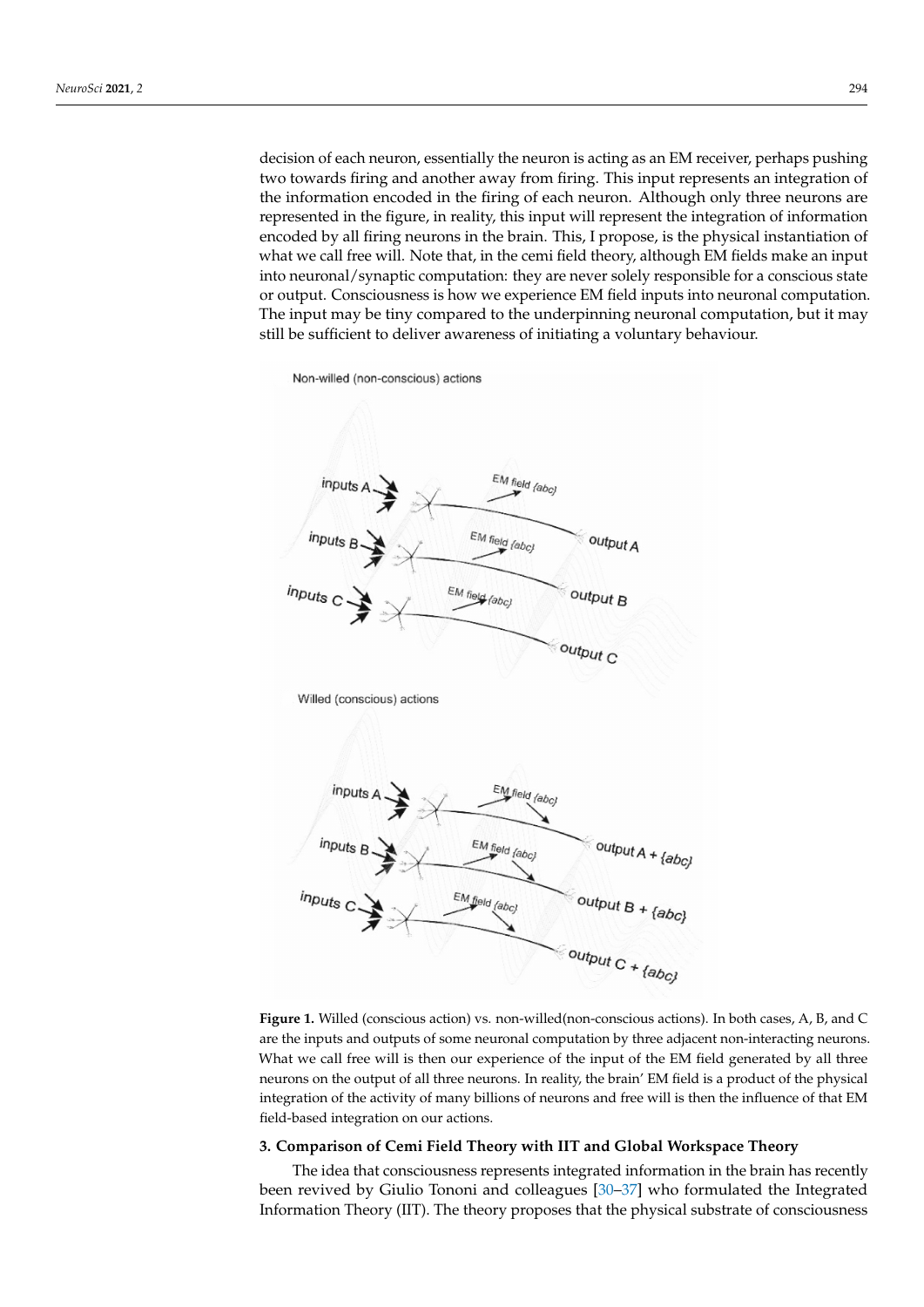decision of each neuron, essentially the neuron is acting as an EM receiver, perhaps pushing two towards firing and another away from firing. This input represents an integration of the information encoded in the firing of each neuron. Although only three neurons are represented in the figure, in reality, this input will represent the integration of information encoded by all firing neurons in the brain. This, I propose, is the physical instantiation of what we call free will. Note that, in the cemi field theory, although EM fields make an input into neuronal/synaptic computation: they are never solely responsible for a conscious state or output. Consciousness is how we experience EM field inputs into neuronal computation. The input may be tiny compared to the underpinning neuronal computation, but it may still be sufficient to deliver awareness of initiating a voluntary behaviour.

**Figure 1.** Willed (conscious action) vs. non-willed(non-conscious actions). In both cases, A, B, and C are the inputs and outputs of some neuronal computation by three adjacent non-interacting neurons. What we call free will is then our experience of the input of the EM field generated by all three neurons on the output of all three neurons. In reality, the brain' EM field is a product of the physical integration of the activity of many billions of neurons and free will is then the influence of that EM field-based integration on our actions.

## 3. Comparison of Cemi Field Theory with IIT and Global Workspace Theory

The idea that consciousness represents integrated information in the brain has recently been revived by Giulio Tononi and colleagues [30–37] who formulated the Integrated Information Theory (IIT). The theory proposes that the physical substrate of consciousness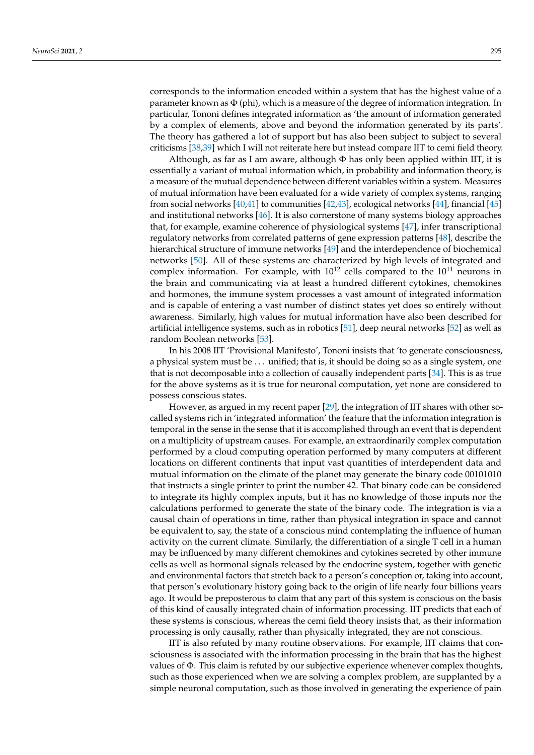corresponds to the information encoded within a system that has the highest value of a parameter known as Φ (phi), which is a measure of the degree of information integration. In particular, Tononi defines integrated information as 'the amount of information generated by a complex of elements, above and beyond the information generated by its parts'. The theory has gathered a lot of support but has also been subject to subject to several criticisms [38,39] which I will not reiterate here but instead compare IIT to cemi field theory.

Although, as far as I am aware, although Φ has only been applied within IIT, it is essentially a variant of mutual information which, in probability and information theory, is a measure of the mutual dependence between different variables within a system. Measures of mutual information have been evaluated for a wide variety of complex systems, ranging from social networks [40,41] to communities [42,43], ecological networks [44], financial [45] and institutional networks [46]. It is also cornerstone of many systems biology approaches that, for example, examine coherence of physiological systems [47], infer transcriptional regulatory networks from correlated patterns of gene expression patterns [48], describe the hierarchical structure of immune networks [49] and the interdependence of biochemical networks [50]. All of these systems are characterized by high levels of integrated and complex information. For example, with $10^{12}$ cells compared to the $10^{11}$ neurons in the brain and communicating via at least a hundred different cytokines, chemokines and hormones, the immune system processes a vast amount of integrated information and is capable of entering a vast number of distinct states yet does so entirely without awareness. Similarly, high values for mutual information have also been described for artificial intelligence systems, such as in robotics [51], deep neural networks [52] as well as random Boolean networks [53].

In his 2008 IIT 'Provisional Manifesto', Tononi insists that 'to generate consciousness, a physical system must be . . . unified; that is, it should be doing so as a single system, one that is not decomposable into a collection of causally independent parts [34]. This is as true for the above systems as it is true for neuronal computation, yet none are considered to possess conscious states.

However, as argued in my recent paper [29], the integration of IIT shares with other so-called systems rich in 'integrated information' the feature that the information integration is temporal in the sense in the sense that it is accomplished through an event that is dependent on a multiplicity of upstream causes. For example, an extraordinarily complex computation performed by a cloud computing operation performed by many computers at different locations on different continents that input vast quantities of interdependent data and mutual information on the climate of the planet may generate the binary code 00101010 that instructs a single printer to print the number 42. That binary code can be considered to integrate its highly complex inputs, but it has no knowledge of those inputs nor the calculations performed to generate the state of the binary code. The integration is via a causal chain of operations in time, rather than physical integration in space and cannot be equivalent to, say, the state of a conscious mind contemplating the influence of human activity on the current climate. Similarly, the differentiation of a single T cell in a human may be influenced by many different chemokines and cytokines secreted by other immune cells as well as hormonal signals released by the endocrine system, together with genetic and environmental factors that stretch back to a person's conception or, taking into account, that person's evolutionary history going back to the origin of life nearly four billions years ago. It would be preposterous to claim that any part of this system is conscious on the basis of this kind of causally integrated chain of information processing. IIT predicts that each of these systems is conscious, whereas the cemi field theory insists that, as their information processing is only causally, rather than physically integrated, they are not conscious.

IIT is also refuted by many routine observations. For example, IIT claims that consciousness is associated with the information processing in the brain that has the highest values of Φ. This claim is refuted by our subjective experience whenever complex thoughts, such as those experienced when we are solving a complex problem, are supplanted by a simple neuronal computation, such as those involved in generating the experience of pain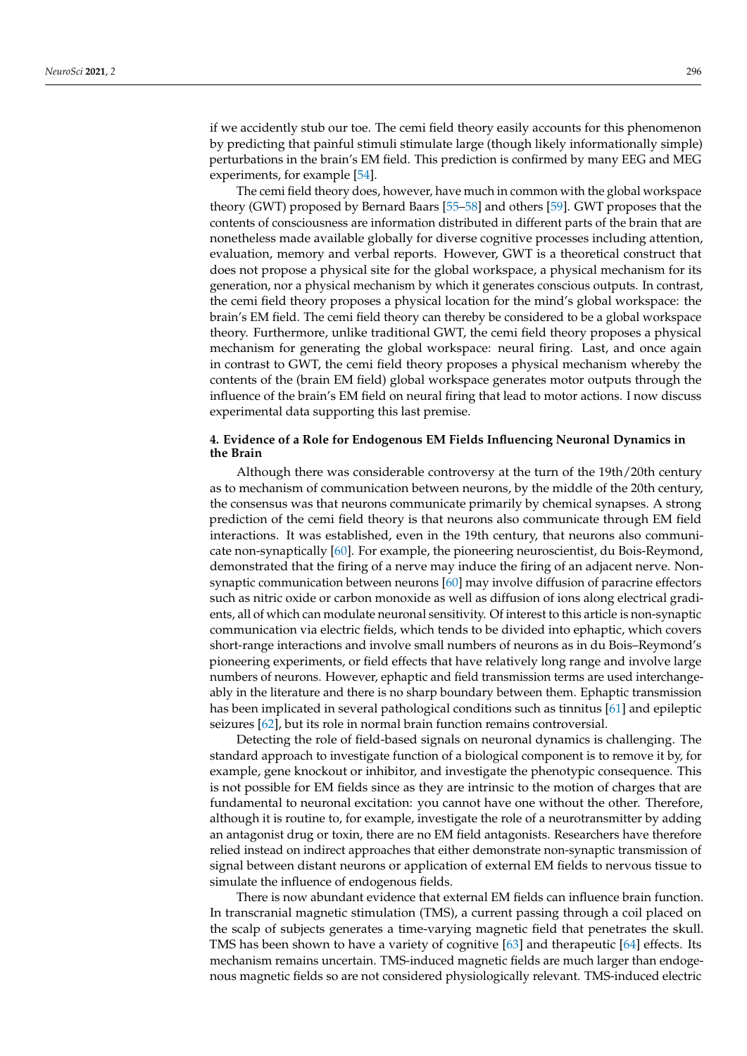if we accidently stub our toe. The cemi field theory easily accounts for this phenomenon by predicting that painful stimuli stimulate large (though likely informationally simple) perturbations in the brain's EM field. This prediction is confirmed by many EEG and MEG experiments, for example [54].

The cemi field theory does, however, have much in common with the global workspace theory (GWT) proposed by Bernard Baars [55–58] and others [59]. GWT proposes that the contents of consciousness are information distributed in different parts of the brain that are nonetheless made available globally for diverse cognitive processes including attention, evaluation, memory and verbal reports. However, GWT is a theoretical construct that does not propose a physical site for the global workspace, a physical mechanism for its generation, nor a physical mechanism by which it generates conscious outputs. In contrast, the cemi field theory proposes a physical location for the mind's global workspace: the brain's EM field. The cemi field theory can thereby be considered to be a global workspace theory. Furthermore, unlike traditional GWT, the cemi field theory proposes a physical mechanism for generating the global workspace: neural firing. Last, and once again in contrast to GWT, the cemi field theory proposes a physical mechanism whereby the contents of the (brain EM field) global workspace generates motor outputs through the influence of the brain's EM field on neural firing that lead to motor actions. I now discuss experimental data supporting this last premise.

## 4. Evidence of a Role for Endogenous EM Fields Influencing Neuronal Dynamics in the Brain

Although there was considerable controversy at the turn of the 19th/20th century as to mechanism of communication between neurons, by the middle of the 20th century, the consensus was that neurons communicate primarily by chemical synapses. A strong prediction of the cemi field theory is that neurons also communicate through EM field interactions. It was established, even in the 19th century, that neurons also communicate non-synaptically [60]. For example, the pioneering neuroscientist, du Bois-Reymond, demonstrated that the firing of a nerve may induce the firing of an adjacent nerve. Non-synaptic communication between neurons [60] may involve diffusion of paracrine effectors such as nitric oxide or carbon monoxide as well as diffusion of ions along electrical gradients, all of which can modulate neuronal sensitivity. Of interest to this article is non-synaptic communication via electric fields, which tends to be divided into ephaptic, which covers short-range interactions and involve small numbers of neurons as in du Bois–Reymond's pioneering experiments, or field effects that have relatively long range and involve large numbers of neurons. However, ephaptic and field transmission terms are used interchangeably in the literature and there is no sharp boundary between them. Ephaptic transmission has been implicated in several pathological conditions such as tinnitus [61] and epileptic seizures [62], but its role in normal brain function remains controversial.

Detecting the role of field-based signals on neuronal dynamics is challenging. The standard approach to investigate function of a biological component is to remove it by, for example, gene knockout or inhibitor, and investigate the phenotypic consequence. This is not possible for EM fields since as they are intrinsic to the motion of charges that are fundamental to neuronal excitation: you cannot have one without the other. Therefore, although it is routine to, for example, investigate the role of a neurotransmitter by adding an antagonist drug or toxin, there are no EM field antagonists. Researchers have therefore relied instead on indirect approaches that either demonstrate non-synaptic transmission of signal between distant neurons or application of external EM fields to nervous tissue to simulate the influence of endogenous fields.

There is now abundant evidence that external EM fields can influence brain function. In transcranial magnetic stimulation (TMS), a current passing through a coil placed on the scalp of subjects generates a time-varying magnetic field that penetrates the skull. TMS has been shown to have a variety of cognitive [63] and therapeutic [64] effects. Its mechanism remains uncertain. TMS-induced magnetic fields are much larger than endogenous magnetic fields so are not considered physiologically relevant. TMS-induced electric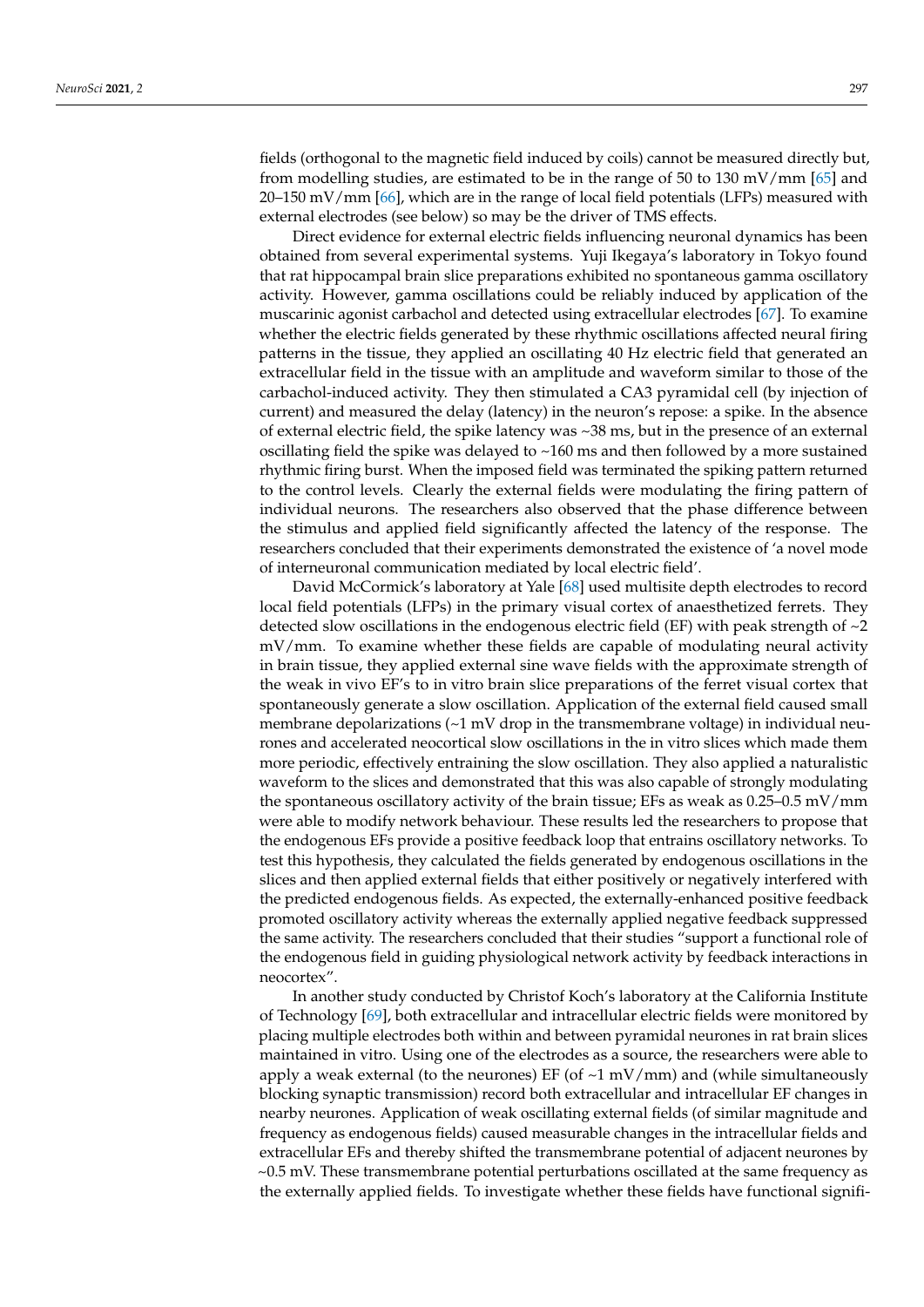fields (orthogonal to the magnetic field induced by coils) cannot be measured directly but, from modelling studies, are estimated to be in the range of 50 to 130 mV/mm [65] and 20–150 mV/mm [66], which are in the range of local field potentials (LFPs) measured with external electrodes (see below) so may be the driver of TMS effects.

Direct evidence for external electric fields influencing neuronal dynamics has been obtained from several experimental systems. Yuji Ikegaya's laboratory in Tokyo found that rat hippocampal brain slice preparations exhibited no spontaneous gamma oscillatory activity. However, gamma oscillations could be reliably induced by application of the muscarinic agonist carbachol and detected using extracellular electrodes [67]. To examine whether the electric fields generated by these rhythmic oscillations affected neural firing patterns in the tissue, they applied an oscillating 40 Hz electric field that generated an extracellular field in the tissue with an amplitude and waveform similar to those of the carbachol-induced activity. They then stimulated a CA3 pyramidal cell (by injection of current) and measured the delay (latency) in the neuron's repose: a spike. In the absence of external electric field, the spike latency was ~38 ms, but in the presence of an external oscillating field the spike was delayed to ~160 ms and then followed by a more sustained rhythmic firing burst. When the imposed field was terminated the spiking pattern returned to the control levels. Clearly the external fields were modulating the firing pattern of individual neurons. The researchers also observed that the phase difference between the stimulus and applied field significantly affected the latency of the response. The researchers concluded that their experiments demonstrated the existence of 'a novel mode of interneuronal communication mediated by local electric field'.

David McCormick's laboratory at Yale [68] used multisite depth electrodes to record local field potentials (LFPs) in the primary visual cortex of anaesthetized ferrets. They detected slow oscillations in the endogenous electric field (EF) with peak strength of ~2 mV/mm. To examine whether these fields are capable of modulating neural activity in brain tissue, they applied external sine wave fields with the approximate strength of the weak in vivo EF's to in vitro brain slice preparations of the ferret visual cortex that spontaneously generate a slow oscillation. Application of the external field caused small membrane depolarizations (~1 mV drop in the transmembrane voltage) in individual neurones and accelerated neocortical slow oscillations in the in vitro slices which made them more periodic, effectively entraining the slow oscillation. They also applied a naturalistic waveform to the slices and demonstrated that this was also capable of strongly modulating the spontaneous oscillatory activity of the brain tissue; EFs as weak as 0.25–0.5 mV/mm were able to modify network behaviour. These results led the researchers to propose that the endogenous EFs provide a positive feedback loop that entrains oscillatory networks. To test this hypothesis, they calculated the fields generated by endogenous oscillations in the slices and then applied external fields that either positively or negatively interfered with the predicted endogenous fields. As expected, the externally-enhanced positive feedback promoted oscillatory activity whereas the externally applied negative feedback suppressed the same activity. The researchers concluded that their studies "support a functional role of the endogenous field in guiding physiological network activity by feedback interactions in neocortex".

In another study conducted by Christof Koch's laboratory at the California Institute of Technology [69], both extracellular and intracellular electric fields were monitored by placing multiple electrodes both within and between pyramidal neurones in rat brain slices maintained in vitro. Using one of the electrodes as a source, the researchers were able to apply a weak external (to the neurones) EF (of ~1 mV/mm) and (while simultaneously blocking synaptic transmission) record both extracellular and intracellular EF changes in nearby neurones. Application of weak oscillating external fields (of similar magnitude and frequency as endogenous fields) caused measurable changes in the intracellular fields and extracellular EFs and thereby shifted the transmembrane potential of adjacent neurones by ~0.5 mV. These transmembrane potential perturbations oscillated at the same frequency as the externally applied fields. To investigate whether these fields have functional signifi-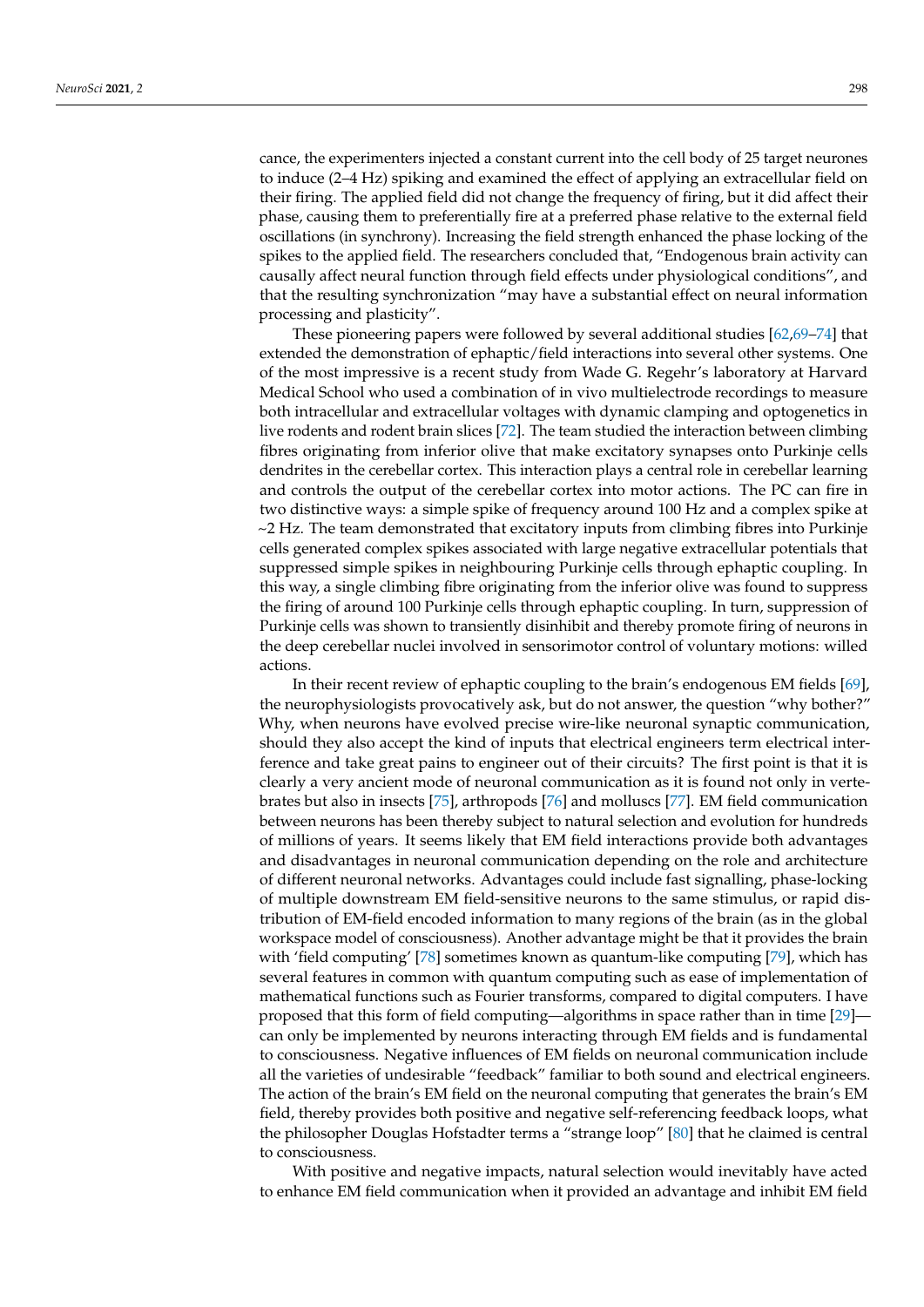cance, the experimenters injected a constant current into the cell body of 25 target neurones to induce (2–4 Hz) spiking and examined the effect of applying an extracellular field on their firing. The applied field did not change the frequency of firing, but it did affect their phase, causing them to preferentially fire at a preferred phase relative to the external field oscillations (in synchrony). Increasing the field strength enhanced the phase locking of the spikes to the applied field. The researchers concluded that, "Endogenous brain activity can causally affect neural function through field effects under physiological conditions", and that the resulting synchronization "may have a substantial effect on neural information processing and plasticity".

These pioneering papers were followed by several additional studies [62,69–74] that extended the demonstration of ephaptic/field interactions into several other systems. One of the most impressive is a recent study from Wade G. Regehr's laboratory at Harvard Medical School who used a combination of in vivo multielectrode recordings to measure both intracellular and extracellular voltages with dynamic clamping and optogenetics in live rodents and rodent brain slices [72]. The team studied the interaction between climbing fibres originating from inferior olive that make excitatory synapses onto Purkinje cells dendrites in the cerebellar cortex. This interaction plays a central role in cerebellar learning and controls the output of the cerebellar cortex into motor actions. The PC can fire in two distinctive ways: a simple spike of frequency around 100 Hz and a complex spike at ~2 Hz. The team demonstrated that excitatory inputs from climbing fibres into Purkinje cells generated complex spikes associated with large negative extracellular potentials that suppressed simple spikes in neighbouring Purkinje cells through ephaptic coupling. In this way, a single climbing fibre originating from the inferior olive was found to suppress the firing of around 100 Purkinje cells through ephaptic coupling. In turn, suppression of Purkinje cells was shown to transiently disinhibit and thereby promote firing of neurons in the deep cerebellar nuclei involved in sensorimotor control of voluntary motions: willed actions.

In their recent review of ephaptic coupling to the brain's endogenous EM fields [69], the neurophysiologists provocatively ask, but do not answer, the question "why bother?" Why, when neurons have evolved precise wire-like neuronal synaptic communication, should they also accept the kind of inputs that electrical engineers term electrical interference and take great pains to engineer out of their circuits? The first point is that it is clearly a very ancient mode of neuronal communication as it is found not only in vertebrates but also in insects [75], arthropods [76] and molluscs [77]. EM field communication between neurons has been thereby subject to natural selection and evolution for hundreds of millions of years. It seems likely that EM field interactions provide both advantages and disadvantages in neuronal communication depending on the role and architecture of different neuronal networks. Advantages could include fast signalling, phase-locking of multiple downstream EM field-sensitive neurons to the same stimulus, or rapid distribution of EM-field encoded information to many regions of the brain (as in the global workspace model of consciousness). Another advantage might be that it provides the brain with 'field computing' [78] sometimes known as quantum-like computing [79], which has several features in common with quantum computing such as ease of implementation of mathematical functions such as Fourier transforms, compared to digital computers. I have proposed that this form of field computing—algorithms in space rather than in time [29]—can only be implemented by neurons interacting through EM fields and is fundamental to consciousness. Negative influences of EM fields on neuronal communication include all the varieties of undesirable "feedback" familiar to both sound and electrical engineers. The action of the brain's EM field on the neuronal computing that generates the brain's EM field, thereby provides both positive and negative self-referencing feedback loops, what the philosopher Douglas Hofstadter terms a "strange loop" [80] that he claimed is central to consciousness.

With positive and negative impacts, natural selection would inevitably have acted to enhance EM field communication when it provided an advantage and inhibit EM field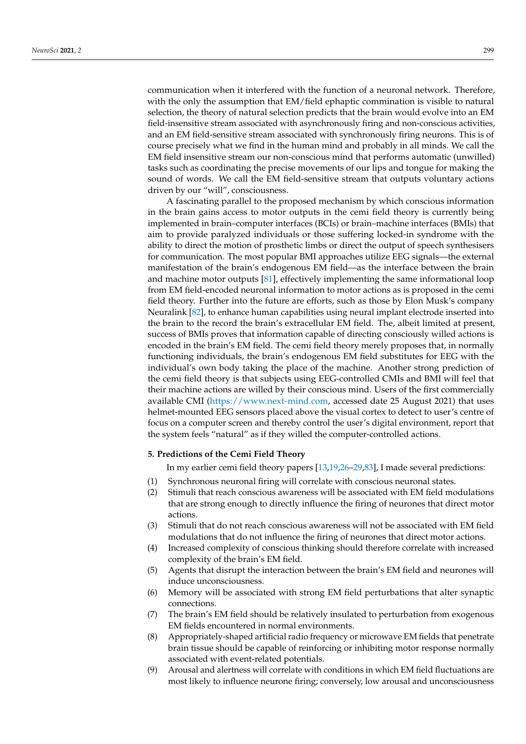communication when it interfered with the function of a neuronal network. Therefore, with the only the assumption that EM/field ephaptic commination is visible to natural selection, the theory of natural selection predicts that the brain would evolve into an EM field-insensitive stream associated with asynchronously firing and non-conscious activities, and an EM field-sensitive stream associated with synchronously firing neurons. This is of course precisely what we find in the human mind and probably in all minds. We call the EM field insensitive stream our non-conscious mind that performs automatic (unwilled) tasks such as coordinating the precise movements of our lips and tongue for making the sound of words. We call the EM field-sensitive stream that outputs voluntary actions driven by our "will", consciousness.

A fascinating parallel to the proposed mechanism by which conscious information in the brain gains access to motor outputs in the cemi field theory is currently being implemented in brain–computer interfaces (BCIs) or brain–machine interfaces (BMIs) that aim to provide paralyzed individuals or those suffering locked-in syndrome with the ability to direct the motion of prosthetic limbs or direct the output of speech synthesisers for communication. The most popular BMI approaches utilize EEG signals—the external manifestation of the brain's endogenous EM field—as the interface between the brain and machine motor outputs [81], effectively implementing the same informational loop from EM field-encoded neuronal information to motor actions as is proposed in the cemi field theory. Further into the future are efforts, such as those by Elon Musk's company Neuralink [82], to enhance human capabilities using neural implant electrode inserted into the brain to the record the brain's extracellular EM field. The, albeit limited at present, success of BMIs proves that information capable of directing consciously willed actions is encoded in the brain's EM field. The cemi field theory merely proposes that, in normally functioning individuals, the brain's endogenous EM field substitutes for EEG with the individual's own body taking the place of the machine. Another strong prediction of the cemi field theory is that subjects using EEG-controlled CMIs and BMI will feel that their machine actions are willed by their conscious mind. Users of the first commercially available CMI (https://www.next-mind.com, accessed date 25 August 2021) that uses helmet-mounted EEG sensors placed above the visual cortex to detect to user's centre of focus on a computer screen and thereby control the user's digital environment, report that the system feels "natural" as if they willed the computer-controlled actions.

## 5. Predictions of the Cemi Field Theory

In my earlier cemi field theory papers [13,19,26–29,83], I made several predictions:

(1) Synchronous neuronal firing will correlate with conscious neuronal states.
(2) Stimuli that reach conscious awareness will be associated with EM field modulations that are strong enough to directly influence the firing of neurones that direct motor actions.
(3) Stimuli that do not reach conscious awareness will not be associated with EM field modulations that do not influence the firing of neurones that direct motor actions.
(4) Increased complexity of conscious thinking should therefore correlate with increased complexity of the brain's EM field.
(5) Agents that disrupt the interaction between the brain's EM field and neurones will induce unconsciousness.
(6) Memory will be associated with strong EM field perturbations that alter synaptic connections.
(7) The brain's EM field should be relatively insulated to perturbation from exogenous EM fields encountered in normal environments.
(8) Appropriately-shaped artificial radio frequency or microwave EM fields that penetrate brain tissue should be capable of reinforcing or inhibiting motor response normally associated with event-related potentials.
(9) Arousal and alertness will correlate with conditions in which EM field fluctuations are most likely to influence neurone firing; conversely, low arousal and unconsciousness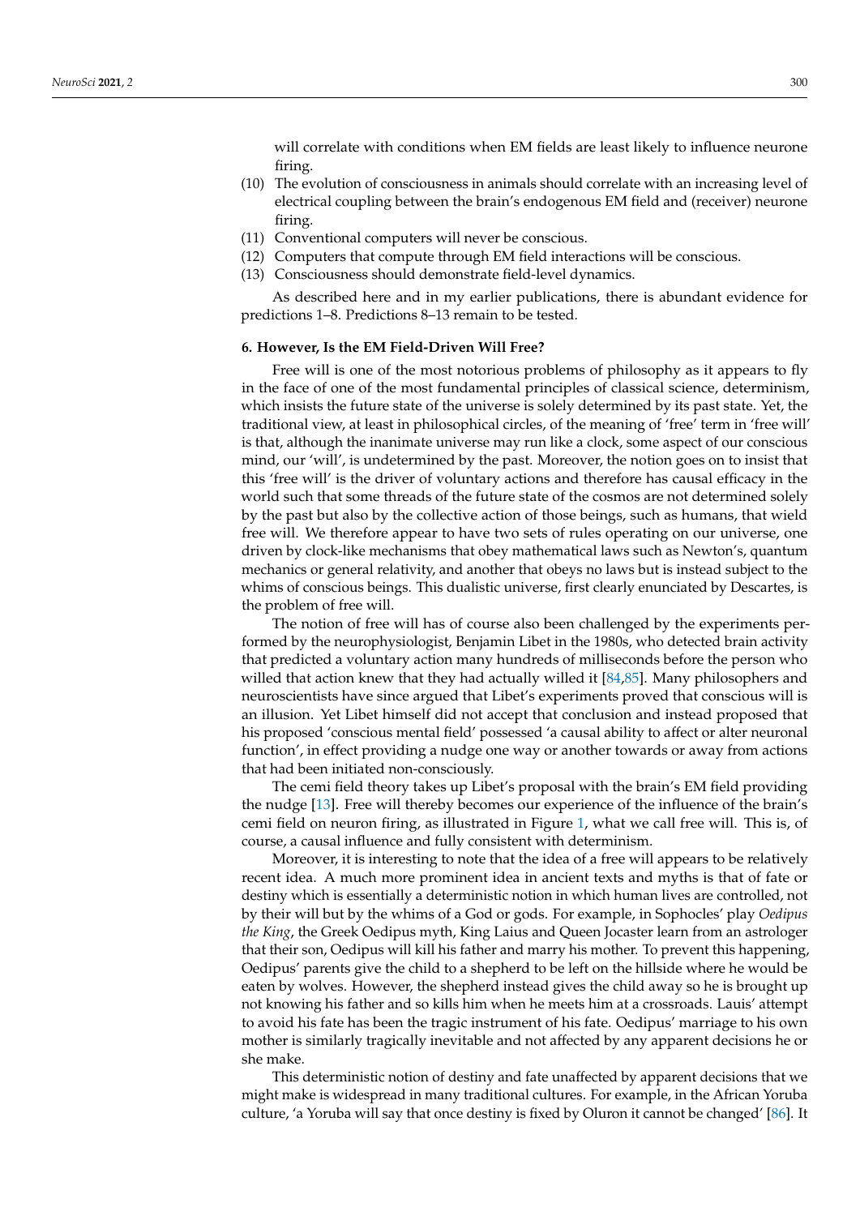will correlate with conditions when EM fields are least likely to influence neurone firing.

(10) The evolution of consciousness in animals should correlate with an increasing level of electrical coupling between the brain's endogenous EM field and (receiver) neurone firing.

(11) Conventional computers will never be conscious.

(12) Computers that compute through EM field interactions will be conscious.

(13) Consciousness should demonstrate field-level dynamics.

As described here and in my earlier publications, there is abundant evidence for predictions 1–8. Predictions 8–13 remain to be tested.

#### 6. However, Is the EM Field-Driven Will Free?

Free will is one of the most notorious problems of philosophy as it appears to fly in the face of one of the most fundamental principles of classical science, determinism, which insists the future state of the universe is solely determined by its past state. Yet, the traditional view, at least in philosophical circles, of the meaning of 'free' term in 'free will' is that, although the inanimate universe may run like a clock, some aspect of our conscious mind, our 'will', is undetermined by the past. Moreover, the notion goes on to insist that this 'free will' is the driver of voluntary actions and therefore has causal efficacy in the world such that some threads of the future state of the cosmos are not determined solely by the past but also by the collective action of those beings, such as humans, that wield free will. We therefore appear to have two sets of rules operating on our universe, one driven by clock-like mechanisms that obey mathematical laws such as Newton's, quantum mechanics or general relativity, and another that obeys no laws but is instead subject to the whims of conscious beings. This dualistic universe, first clearly enunciated by Descartes, is the problem of free will.

The notion of free will has of course also been challenged by the experiments performed by the neurophysiologist, Benjamin Libet in the 1980s, who detected brain activity that predicted a voluntary action many hundreds of milliseconds before the person who willed that action knew that they had actually willed it [84,85]. Many philosophers and neuroscientists have since argued that Libet's experiments proved that conscious will is an illusion. Yet Libet himself did not accept that conclusion and instead proposed that his proposed 'conscious mental field' possessed 'a causal ability to affect or alter neuronal function', in effect providing a nudge one way or another towards or away from actions that had been initiated non-consciously.

The cemi field theory takes up Libet's proposal with the brain's EM field providing the nudge [13]. Free will thereby becomes our experience of the influence of the brain's cemi field on neuron firing, as illustrated in Figure 1, what we call free will. This is, of course, a causal influence and fully consistent with determinism.

Moreover, it is interesting to note that the idea of a free will appears to be relatively recent idea. A much more prominent idea in ancient texts and myths is that of fate or destiny which is essentially a deterministic notion in which human lives are controlled, not by their will but by the whims of a God or gods. For example, in Sophocles' play *Oedipus the King*, the Greek Oedipus myth, King Laius and Queen Jocaster learn from an astrologer that their son, Oedipus will kill his father and marry his mother. To prevent this happening, Oedipus' parents give the child to a shepherd to be left on the hillside where he would be eaten by wolves. However, the shepherd instead gives the child away so he is brought up not knowing his father and so kills him when he meets him at a crossroads. Lauis' attempt to avoid his fate has been the tragic instrument of his fate. Oedipus' marriage to his own mother is similarly tragically inevitable and not affected by any apparent decisions he or she make.

This deterministic notion of destiny and fate unaffected by apparent decisions that we might make is widespread in many traditional cultures. For example, in the African Yoruba culture, 'a Yoruba will say that once destiny is fixed by Oluron it cannot be changed' [86]. It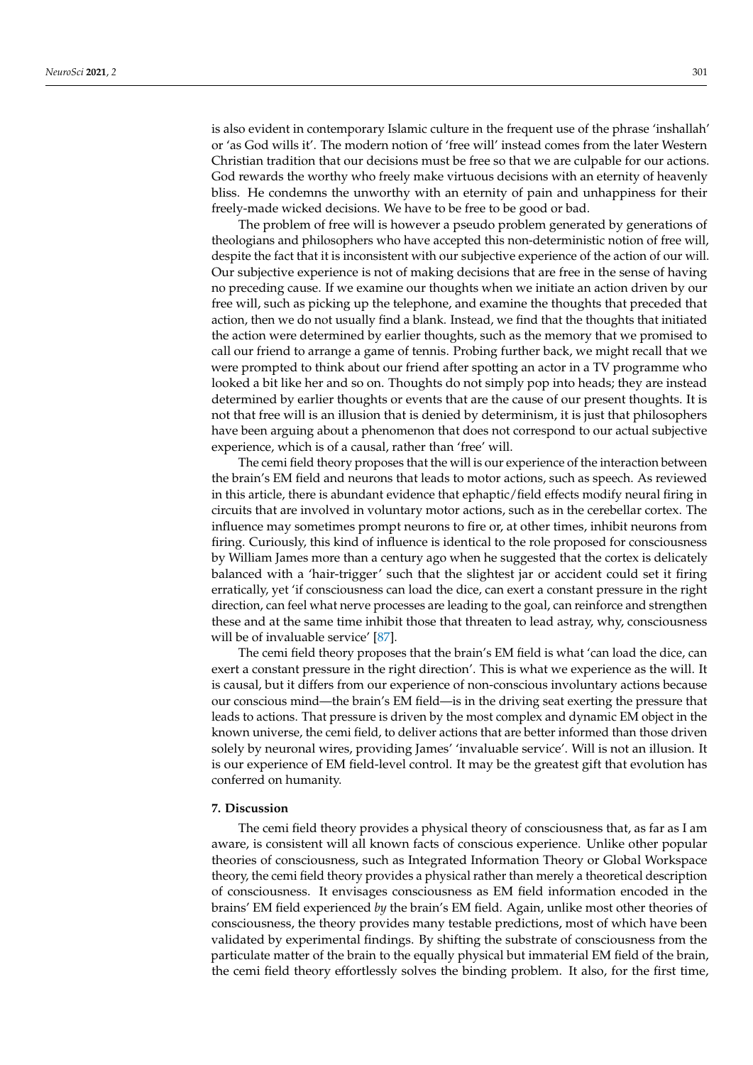is also evident in contemporary Islamic culture in the frequent use of the phrase 'inshallah' or 'as God wills it'. The modern notion of 'free will' instead comes from the later Western Christian tradition that our decisions must be free so that we are culpable for our actions. God rewards the worthy who freely make virtuous decisions with an eternity of heavenly bliss. He condemns the unworthy with an eternity of pain and unhappiness for their freely-made wicked decisions. We have to be free to be good or bad.

The problem of free will is however a pseudo problem generated by generations of theologians and philosophers who have accepted this non-deterministic notion of free will, despite the fact that it is inconsistent with our subjective experience of the action of our will. Our subjective experience is not of making decisions that are free in the sense of having no preceding cause. If we examine our thoughts when we initiate an action driven by our free will, such as picking up the telephone, and examine the thoughts that preceded that action, then we do not usually find a blank. Instead, we find that the thoughts that initiated the action were determined by earlier thoughts, such as the memory that we promised to call our friend to arrange a game of tennis. Probing further back, we might recall that we were prompted to think about our friend after spotting an actor in a TV programme who looked a bit like her and so on. Thoughts do not simply pop into heads; they are instead determined by earlier thoughts or events that are the cause of our present thoughts. It is not that free will is an illusion that is denied by determinism, it is just that philosophers have been arguing about a phenomenon that does not correspond to our actual subjective experience, which is of a causal, rather than 'free' will.

The cemi field theory proposes that the will is our experience of the interaction between the brain's EM field and neurons that leads to motor actions, such as speech. As reviewed in this article, there is abundant evidence that ephaptic/field effects modify neural firing in circuits that are involved in voluntary motor actions, such as in the cerebellar cortex. The influence may sometimes prompt neurons to fire or, at other times, inhibit neurons from firing. Curiously, this kind of influence is identical to the role proposed for consciousness by William James more than a century ago when he suggested that the cortex is delicately balanced with a 'hair-trigger' such that the slightest jar or accident could set it firing erratically, yet 'if consciousness can load the dice, can exert a constant pressure in the right direction, can feel what nerve processes are leading to the goal, can reinforce and strengthen these and at the same time inhibit those that threaten to lead astray, why, consciousness will be of invaluable service' [87].

The cemi field theory proposes that the brain's EM field is what 'can load the dice, can exert a constant pressure in the right direction'. This is what we experience as the will. It is causal, but it differs from our experience of non-conscious involuntary actions because our conscious mind—the brain's EM field—is in the driving seat exerting the pressure that leads to actions. That pressure is driven by the most complex and dynamic EM object in the known universe, the cemi field, to deliver actions that are better informed than those driven solely by neuronal wires, providing James' 'invaluable service'. Will is not an illusion. It is our experience of EM field-level control. It may be the greatest gift that evolution has conferred on humanity.

## 7. Discussion

The cemi field theory provides a physical theory of consciousness that, as far as I am aware, is consistent will all known facts of conscious experience. Unlike other popular theories of consciousness, such as Integrated Information Theory or Global Workspace theory, the cemi field theory provides a physical rather than merely a theoretical description of consciousness. It envisages consciousness as EM field information encoded in the brains' EM field experienced *by* the brain's EM field. Again, unlike most other theories of consciousness, the theory provides many testable predictions, most of which have been validated by experimental findings. By shifting the substrate of consciousness from the particulate matter of the brain to the equally physical but immaterial EM field of the brain, the cemi field theory effortlessly solves the binding problem. It also, for the first time,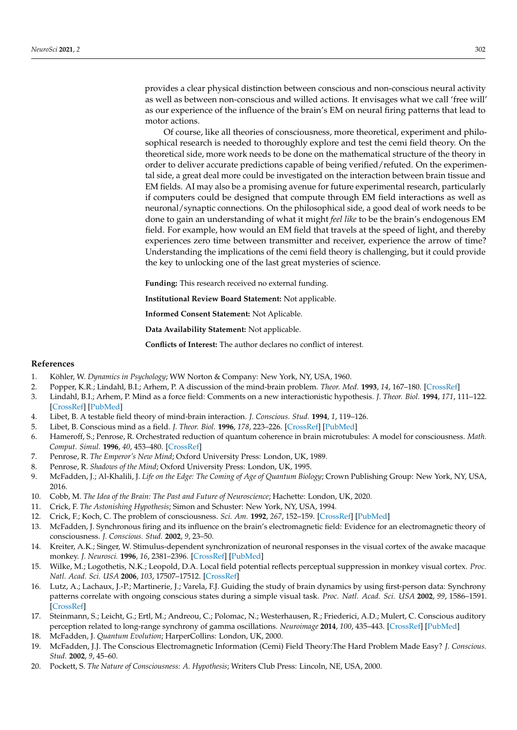provides a clear physical distinction between conscious and non-conscious neural activity as well as between non-conscious and willed actions. It envisages what we call 'free will' as our experience of the influence of the brain's EM on neural firing patterns that lead to motor actions.

Of course, like all theories of consciousness, more theoretical, experiment and philosophical research is needed to thoroughly explore and test the cemi field theory. On the theoretical side, more work needs to be done on the mathematical structure of the theory in order to deliver accurate predictions capable of being verified/refuted. On the experimental side, a great deal more could be investigated on the interaction between brain tissue and EM fields. AI may also be a promising avenue for future experimental research, particularly if computers could be designed that compute through EM field interactions as well as neuronal/synaptic connections. On the philosophical side, a good deal of work needs to be done to gain an understanding of what it might *feel like* to be the brain's endogenous EM field. For example, how would an EM field that travels at the speed of light, and thereby experiences zero time between transmitter and receiver, experience the arrow of time? Understanding the implications of the cemi field theory is challenging, but it could provide the key to unlocking one of the last great mysteries of science.

**Funding:** This research received no external funding.

**Institutional Review Board Statement:** Not applicable.

**Informed Consent Statement:** Not Aplicable.

**Data Availability Statement:** Not applicable.

**Conflicts of Interest:** The author declares no conflict of interest.

## References

1. Köhler, W. *Dynamics in Psychology*; WW Norton & Company: New York, NY, USA, 1960.
2. Popper, K.R.; Lindahl, B.I.; Arhem, P. A discussion of the mind-brain problem. *Theor. Med.* **1993**, *14*, 167–180. [CrossRef]
3. Lindahl, B.I.; Arhem, P. Mind as a force field: Comments on a new interactionistic hypothesis. *J. Theor. Biol.* **1994**, *171*, 111–122. [CrossRef] [PubMed]
4. Libet, B. A testable field theory of mind-brain interaction. *J. Conscious. Stud.* **1994**, *1*, 119–126.
5. Libet, B. Conscious mind as a field. *J. Theor. Biol.* **1996**, *178*, 223–226. [CrossRef] [PubMed]
6. Hameroff, S.; Penrose, R. Orchestrated reduction of quantum coherence in brain microtubules: A model for consciousness. *Math. Comput. Simul.* **1996**, *40*, 453–480. [CrossRef]
7. Penrose, R. *The Emperor's New Mind*; Oxford University Press: London, UK, 1989.
8. Penrose, R. *Shadows of the Mind*; Oxford University Press: London, UK, 1995.
9. McFadden, J.; Al-Khalili, J. *Life on the Edge: The Coming of Age of Quantum Biology*; Crown Publishing Group: New York, NY, USA, 2016.
10. Cobb, M. *The Idea of the Brain: The Past and Future of Neuroscience*; Hachette: London, UK, 2020.
11. Crick, F. *The Astonishing Hypothesis*; Simon and Schuster: New York, NY, USA, 1994.
12. Crick, F.; Koch, C. The problem of consciousness. *Sci. Am.* **1992**, *267*, 152–159. [CrossRef] [PubMed]
13. McFadden, J. Synchronous firing and its influence on the brain's electromagnetic field: Evidence for an electromagnetic theory of consciousness. *J. Conscious. Stud.* **2002**, *9*, 23–50.
14. Kreiter, A.K.; Singer, W. Stimulus-dependent synchronization of neuronal responses in the visual cortex of the awake macaque monkey. *J. Neurosci.* **1996**, *16*, 2381–2396. [CrossRef] [PubMed]
15. Wilke, M.; Logothetis, N.K.; Leopold, D.A. Local field potential reflects perceptual suppression in monkey visual cortex. *Proc. Natl. Acad. Sci. USA* **2006**, *103*, 17507–17512. [CrossRef]
16. Lutz, A.; Lachaux, J.-P.; Martinerie, J.; Varela, F.J. Guiding the study of brain dynamics by using first-person data: Synchrony patterns correlate with ongoing conscious states during a simple visual task. *Proc. Natl. Acad. Sci. USA* **2002**, *99*, 1586–1591. [CrossRef]
17. Steinmann, S.; Leicht, G.; Ertl, M.; Andreou, C.; Polomac, N.; Westerhausen, R.; Friederici, A.D.; Mulert, C. Conscious auditory perception related to long-range synchrony of gamma oscillations. *Neuroimage* **2014**, *100*, 435–443. [CrossRef] [PubMed]
18. McFadden, J. *Quantum Evolution*; HarperCollins: London, UK, 2000.
19. McFadden, J.J. The Conscious Electromagnetic Information (Cemi) Field Theory:The Hard Problem Made Easy? *J. Conscious. Stud.* **2002**, *9*, 45–60.
20. Pockett, S. *The Nature of Consciousness: A. Hypothesis*; Writers Club Press: Lincoln, NE, USA, 2000.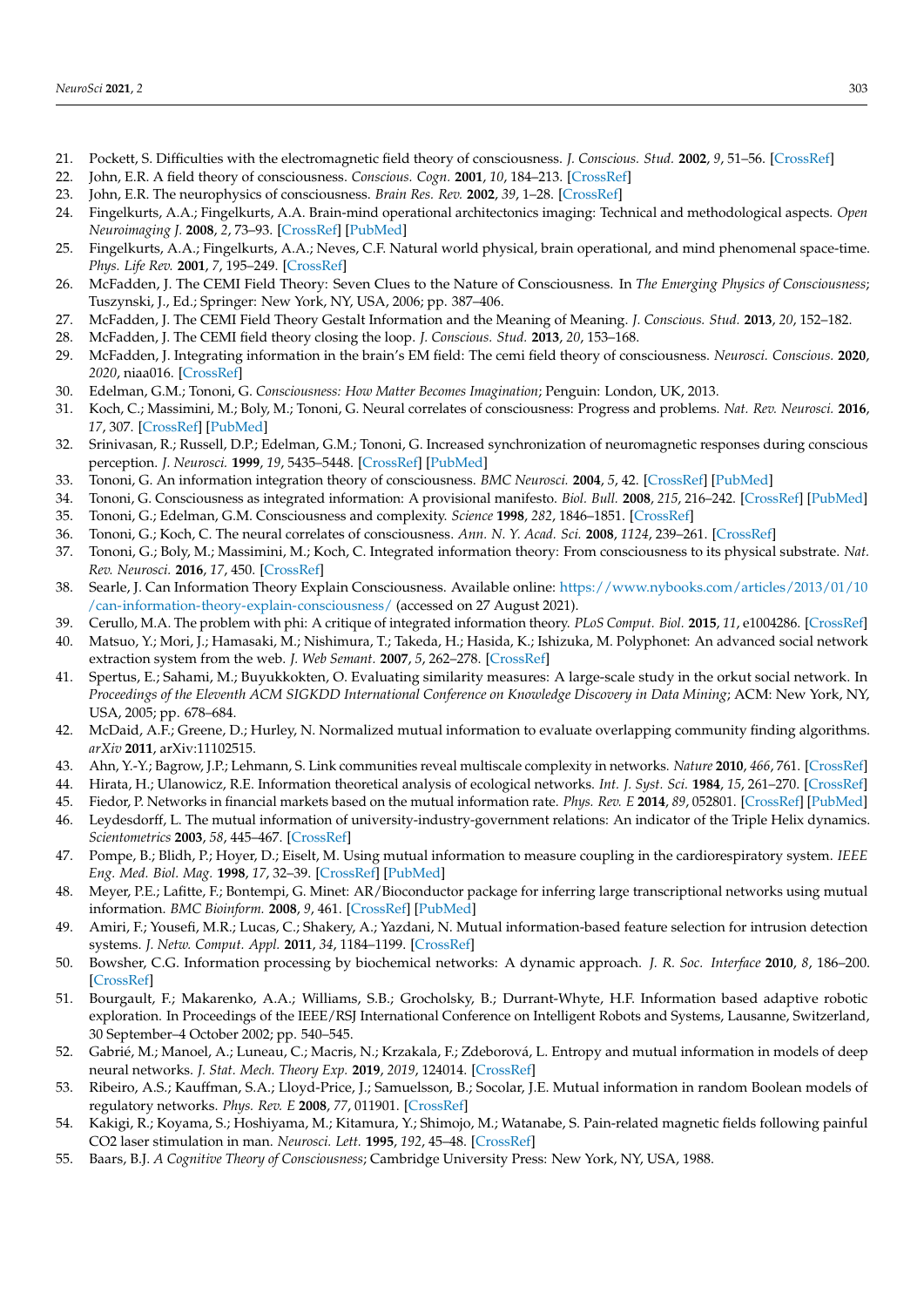21. Pockett, S. Difficulties with the electromagnetic field theory of consciousness. *J. Conscious. Stud.* **2002**, *9*, 51–56. [CrossRef]
22. John, E.R. A field theory of consciousness. *Conscious. Cogn.* **2001**, *10*, 184–213. [CrossRef]
23. John, E.R. The neurophysics of consciousness. *Brain Res. Rev.* **2002**, *39*, 1–28. [CrossRef]
24. Fingelkurts, A.A.; Fingelkurts, A.A. Brain-mind operational architectonics imaging: Technical and methodological aspects. *Open Neuroimaging J.* **2008**, *2*, 73–93. [CrossRef] [PubMed]
25. Fingelkurts, A.A.; Fingelkurts, A.A.; Neves, C.F. Natural world physical, brain operational, and mind phenomenal space-time. *Phys. Life Rev.* **2001**, *7*, 195–249. [CrossRef]
26. McFadden, J. The CEMI Field Theory: Seven Clues to the Nature of Consciousness. In *The Emerging Physics of Consciousness*; Tuszynski, J., Ed.; Springer: New York, NY, USA, 2006; pp. 387–406.
27. McFadden, J. The CEMI Field Theory Gestalt Information and the Meaning of Meaning. *J. Conscious. Stud.* **2013**, *20*, 152–182.
28. McFadden, J. The CEMI field theory closing the loop. *J. Conscious. Stud.* **2013**, *20*, 153–168.
29. McFadden, J. Integrating information in the brain's EM field: The cemi field theory of consciousness. *Neurosci. Conscious.* **2020**, *2020*, niaa016. [CrossRef]
30. Edelman, G.M.; Tononi, G. *Consciousness: How Matter Becomes Imagination*; Penguin: London, UK, 2013.
31. Koch, C.; Massimini, M.; Boly, M.; Tononi, G. Neural correlates of consciousness: Progress and problems. *Nat. Rev. Neurosci.* **2016**, *17*, 307. [CrossRef] [PubMed]
32. Srinivasan, R.; Russell, D.P.; Edelman, G.M.; Tononi, G. Increased synchronization of neuromagnetic responses during conscious perception. *J. Neurosci.* **1999**, *19*, 5435–5448. [CrossRef] [PubMed]
33. Tononi, G. An information integration theory of consciousness. *BMC Neurosci.* **2004**, *5*, 42. [CrossRef] [PubMed]
34. Tononi, G. Consciousness as integrated information: A provisional manifesto. *Biol. Bull.* **2008**, *215*, 216–242. [CrossRef] [PubMed]
35. Tononi, G.; Edelman, G.M. Consciousness and complexity. *Science* **1998**, *282*, 1846–1851. [CrossRef]
36. Tononi, G.; Koch, C. The neural correlates of consciousness. *Ann. N. Y. Acad. Sci.* **2008**, *1124*, 239–261. [CrossRef]
37. Tononi, G.; Boly, M.; Massimini, M.; Koch, C. Integrated information theory: From consciousness to its physical substrate. *Nat. Rev. Neurosci.* **2016**, *17*, 450. [CrossRef]
38. Searle, J. Can Information Theory Explain Consciousness. Available online: https://www.nybooks.com/articles/2013/01/10/can-information-theory-explain-consciousness/ (accessed on 27 August 2021).
39. Cerullo, M.A. The problem with phi: A critique of integrated information theory. *PLoS Comput. Biol.* **2015**, *11*, e1004286. [CrossRef]
40. Matsuo, Y.; Mori, J.; Hamasaki, M.; Nishimura, T.; Takeda, H.; Hasida, K.; Ishizuka, M. Polyphonet: An advanced social network extraction system from the web. *J. Web Semant.* **2007**, *5*, 262–278. [CrossRef]
41. Spertus, E.; Sahami, M.; Buyukkokten, O. Evaluating similarity measures: A large-scale study in the orkut social network. In *Proceedings of the Eleventh ACM SIGKDD International Conference on Knowledge Discovery in Data Mining*; ACM: New York, NY, USA, 2005; pp. 678–684.
42. McDaid, A.F.; Greene, D.; Hurley, N. Normalized mutual information to evaluate overlapping community finding algorithms. *arXiv* **2011**, arXiv:11102515.
43. Ahn, Y.-Y.; Bagrow, J.P.; Lehmann, S. Link communities reveal multiscale complexity in networks. *Nature* **2010**, *466*, 761. [CrossRef]
44. Hirata, H.; Ulanowicz, R.E. Information theoretical analysis of ecological networks. *Int. J. Syst. Sci.* **1984**, *15*, 261–270. [CrossRef]
45. Fiedor, P. Networks in financial markets based on the mutual information rate. *Phys. Rev. E* **2014**, *89*, 052801. [CrossRef] [PubMed]
46. Leydesdorff, L. The mutual information of university-industry-government relations: An indicator of the Triple Helix dynamics. *Scientometrics* **2003**, *58*, 445–467. [CrossRef]
47. Pompe, B.; Blidh, P.; Hoyer, D.; Eiselt, M. Using mutual information to measure coupling in the cardiorespiratory system. *IEEE Eng. Med. Biol. Mag.* **1998**, *17*, 32–39. [CrossRef] [PubMed]
48. Meyer, P.E.; Lafitte, F.; Bontempi, G. Minet: AR/Bioconductor package for inferring large transcriptional networks using mutual information. *BMC Bioinform.* **2008**, *9*, 461. [CrossRef] [PubMed]
49. Amiri, F.; Yousefi, M.R.; Lucas, C.; Shakery, A.; Yazdani, N. Mutual information-based feature selection for intrusion detection systems. *J. Netw. Comput. Appl.* **2011**, *34*, 1184–1199. [CrossRef]
50. Bowsher, C.G. Information processing by biochemical networks: A dynamic approach. *J. R. Soc. Interface* **2010**, *8*, 186–200. [CrossRef]
51. Bourgault, F.; Makarenko, A.A.; Williams, S.B.; Grocholsky, B.; Durrant-Whyte, H.F. Information based adaptive robotic exploration. In Proceedings of the IEEE/RSJ International Conference on Intelligent Robots and Systems, Lausanne, Switzerland, 30 September–4 October 2002; pp. 540–545.
52. Gabrié, M.; Manoel, A.; Luneau, C.; Macris, N.; Krzakala, F.; Zdeborová, L. Entropy and mutual information in models of deep neural networks. *J. Stat. Mech. Theory Exp.* **2019**, *2019*, 124014. [CrossRef]
53. Ribeiro, A.S.; Kauffman, S.A.; Lloyd-Price, J.; Samuelsson, B.; Socolar, J.E. Mutual information in random Boolean models of regulatory networks. *Phys. Rev. E* **2008**, *77*, 011901. [CrossRef]
54. Kakigi, R.; Koyama, S.; Hoshiyama, M.; Kitamura, Y.; Shimojo, M.; Watanabe, S. Pain-related magnetic fields following painful CO2 laser stimulation in man. *Neurosci. Lett.* **1995**, *192*, 45–48. [CrossRef]
55. Baars, B.J. *A Cognitive Theory of Consciousness*; Cambridge University Press: New York, NY, USA, 1988.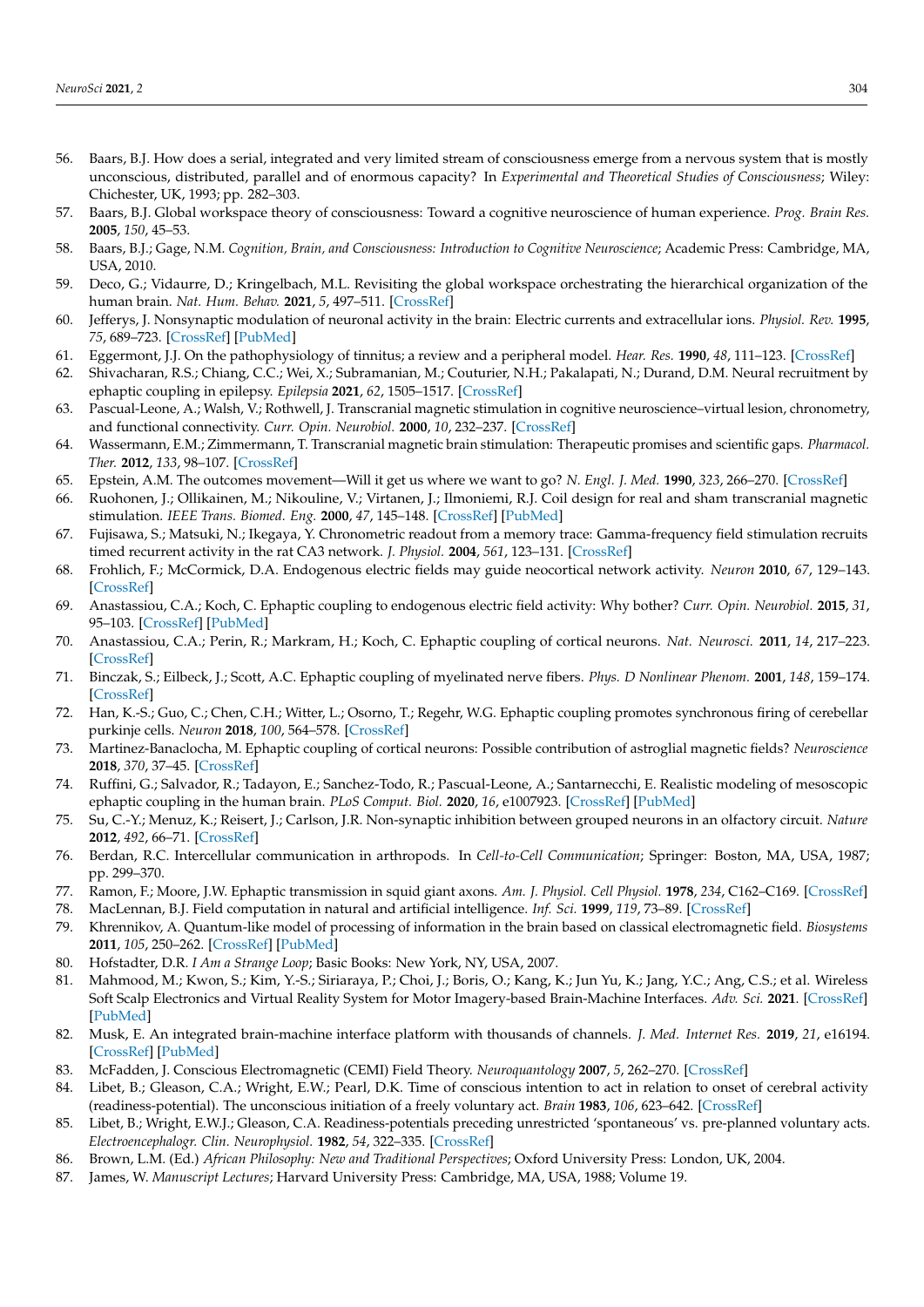56. Baars, B.J. How does a serial, integrated and very limited stream of consciousness emerge from a nervous system that is mostly unconscious, distributed, parallel and of enormous capacity? In *Experimental and Theoretical Studies of Consciousness*; Wiley: Chichester, UK, 1993; pp. 282–303.
57. Baars, B.J. Global workspace theory of consciousness: Toward a cognitive neuroscience of human experience. *Prog. Brain Res.* **2005**, *150*, 45–53.
58. Baars, B.J.; Gage, N.M. *Cognition, Brain, and Consciousness: Introduction to Cognitive Neuroscience*; Academic Press: Cambridge, MA, USA, 2010.
59. Deco, G.; Vidaurre, D.; Kringelbach, M.L. Revisiting the global workspace orchestrating the hierarchical organization of the human brain. *Nat. Hum. Behav.* **2021**, *5*, 497–511. [CrossRef]
60. Jefferys, J. Nonsynaptic modulation of neuronal activity in the brain: Electric currents and extracellular ions. *Physiol. Rev.* **1995**, *75*, 689–723. [CrossRef] [PubMed]
61. Eggermont, J.J. On the pathophysiology of tinnitus; a review and a peripheral model. *Hear. Res.* **1990**, *48*, 111–123. [CrossRef]
62. Shivacharan, R.S.; Chiang, C.C.; Wei, X.; Subramanian, M.; Couturier, N.H.; Pakalapati, N.; Durand, D.M. Neural recruitment by ephaptic coupling in epilepsy. *Epilepsia* **2021**, *62*, 1505–1517. [CrossRef]
63. Pascual-Leone, A.; Walsh, V.; Rothwell, J. Transcranial magnetic stimulation in cognitive neuroscience–virtual lesion, chronometry, and functional connectivity. *Curr. Opin. Neurobiol.* **2000**, *10*, 232–237. [CrossRef]
64. Wassermann, E.M.; Zimmermann, T. Transcranial magnetic brain stimulation: Therapeutic promises and scientific gaps. *Pharmacol. Ther.* **2012**, *133*, 98–107. [CrossRef]
65. Epstein, A.M. The outcomes movement—Will it get us where we want to go? *N. Engl. J. Med.* **1990**, *323*, 266–270. [CrossRef]
66. Ruohonen, J.; Ollikainen, M.; Nikouline, V.; Virtanen, J.; Ilmoniemi, R.J. Coil design for real and sham transcranial magnetic stimulation. *IEEE Trans. Biomed. Eng.* **2000**, *47*, 145–148. [CrossRef] [PubMed]
67. Fujisawa, S.; Matsuki, N.; Ikegaya, Y. Chronometric readout from a memory trace: Gamma-frequency field stimulation recruits timed recurrent activity in the rat CA3 network. *J. Physiol.* **2004**, *561*, 123–131. [CrossRef]
68. Frohlich, F.; McCormick, D.A. Endogenous electric fields may guide neocortical network activity. *Neuron* **2010**, *67*, 129–143. [CrossRef]
69. Anastassiou, C.A.; Koch, C. Ephaptic coupling to endogenous electric field activity: Why bother? *Curr. Opin. Neurobiol.* **2015**, *31*, 95–103. [CrossRef] [PubMed]
70. Anastassiou, C.A.; Perin, R.; Markram, H.; Koch, C. Ephaptic coupling of cortical neurons. *Nat. Neurosci.* **2011**, *14*, 217–223. [CrossRef]
71. Binczak, S.; Eilbeck, J.; Scott, A.C. Ephaptic coupling of myelinated nerve fibers. *Phys. D Nonlinear Phenom.* **2001**, *148*, 159–174. [CrossRef]
72. Han, K.-S.; Guo, C.; Chen, C.H.; Witter, L.; Osorno, T.; Regehr, W.G. Ephaptic coupling promotes synchronous firing of cerebellar purkinje cells. *Neuron* **2018**, *100*, 564–578. [CrossRef]
73. Martinez-Banaclocha, M. Ephaptic coupling of cortical neurons: Possible contribution of astroglial magnetic fields? *Neuroscience* **2018**, *370*, 37–45. [CrossRef]
74. Ruffini, G.; Salvador, R.; Tadayon, E.; Sanchez-Todo, R.; Pascual-Leone, A.; Santarnecchi, E. Realistic modeling of mesoscopic ephaptic coupling in the human brain. *PLoS Comput. Biol.* **2020**, *16*, e1007923. [CrossRef] [PubMed]
75. Su, C.-Y.; Menuz, K.; Reisert, J.; Carlson, J.R. Non-synaptic inhibition between grouped neurons in an olfactory circuit. *Nature* **2012**, *492*, 66–71. [CrossRef]
76. Berdan, R.C. Intercellular communication in arthropods. In *Cell-to-Cell Communication*; Springer: Boston, MA, USA, 1987; pp. 299–370.
77. Ramon, F.; Moore, J.W. Ephaptic transmission in squid giant axons. *Am. J. Physiol. Cell Physiol.* **1978**, *234*, C162–C169. [CrossRef]
78. MacLennan, B.J. Field computation in natural and artificial intelligence. *Inf. Sci.* **1999**, *119*, 73–89. [CrossRef]
79. Khrennikov, A. Quantum-like model of processing of information in the brain based on classical electromagnetic field. *Biosystems* **2011**, *105*, 250–262. [CrossRef] [PubMed]
80. Hofstadter, D.R. *I Am a Strange Loop*; Basic Books: New York, NY, USA, 2007.
81. Mahmood, M.; Kwon, S.; Kim, Y.-S.; Siriaraya, P.; Choi, J.; Boris, O.; Kang, K.; Jun Yu, K.; Jang, Y.C.; Ang, C.S.; et al. Wireless Soft Scalp Electronics and Virtual Reality System for Motor Imagery-based Brain-Machine Interfaces. *Adv. Sci.* **2021**. [CrossRef] [PubMed]
82. Musk, E. An integrated brain-machine interface platform with thousands of channels. *J. Med. Internet Res.* **2019**, *21*, e16194. [CrossRef] [PubMed]
83. McFadden, J. Conscious Electromagnetic (CEMI) Field Theory. *Neuroquantology* **2007**, *5*, 262–270. [CrossRef]
84. Libet, B.; Gleason, C.A.; Wright, E.W.; Pearl, D.K. Time of conscious intention to act in relation to onset of cerebral activity (readiness-potential). The unconscious initiation of a freely voluntary act. *Brain* **1983**, *106*, 623–642. [CrossRef]
85. Libet, B.; Wright, E.W.J.; Gleason, C.A. Readiness-potentials preceding unrestricted 'spontaneous' vs. pre-planned voluntary acts. *Electroencephalogr. Clin. Neurophysiol.* **1982**, *54*, 322–335. [CrossRef]
86. Brown, L.M. (Ed.) *African Philosophy: New and Traditional Perspectives*; Oxford University Press: London, UK, 2004.
87. James, W. *Manuscript Lectures*; Harvard University Press: Cambridge, MA, USA, 1988; Volume 19.